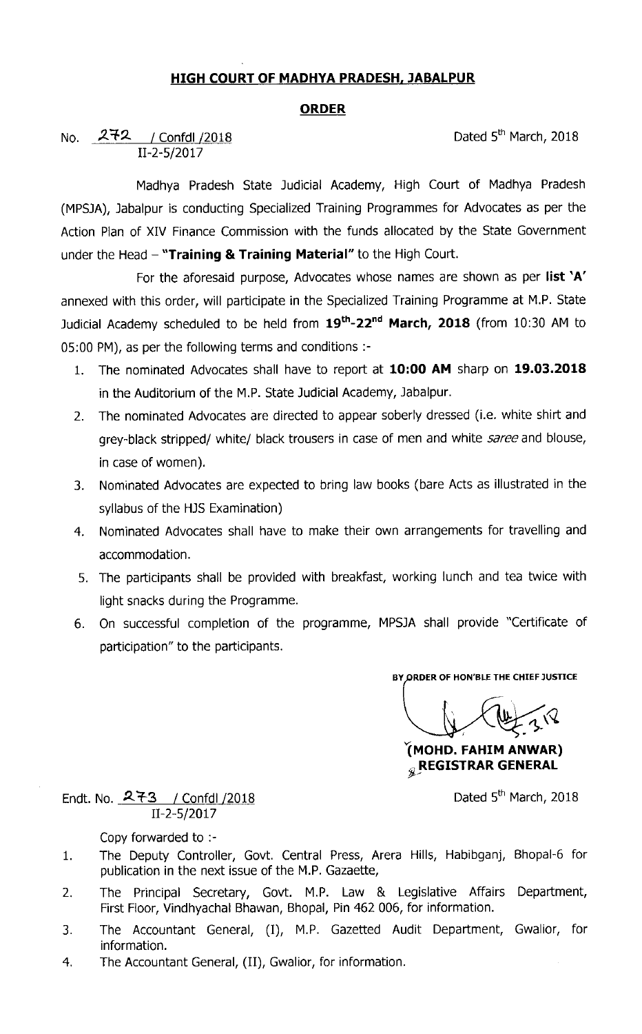**HIGH COURT OF MADHYA PRADESH, JABALPUR**

**ORDER**

No. 272 / Confdl /2018
II-2-5/2017

Dated 5th March, 2018

Madhya Pradesh State Judicial Academy, High Court of Madhya Pradesh (MPSJA), Jabalpur is conducting Specialized Training Programmes for Advocates as per the Action Plan of XIV Finance Commission with the funds allocated by the State Government under the Head – **"Training & Training Material"** to the High Court.

For the aforesaid purpose, Advocates whose names are shown as per **list 'A'** annexed with this order, will participate in the Specialized Training Programme at M.P. State Judicial Academy scheduled to be held from **19th-22nd March, 2018** (from 10:30 AM to 05:00 PM), as per the following terms and conditions :-

1. The nominated Advocates shall have to report at **10:00 AM** sharp on **19.03.2018** in the Auditorium of the M.P. State Judicial Academy, Jabalpur.
2. The nominated Advocates are directed to appear soberly dressed (i.e. white shirt and grey-black stripped/ white/ black trousers in case of men and white *saree* and blouse, in case of women).
3. Nominated Advocates are expected to bring law books (bare Acts as illustrated in the syllabus of the HJS Examination)
4. Nominated Advocates shall have to make their own arrangements for travelling and accommodation.
5. The participants shall be provided with breakfast, working lunch and tea twice with light snacks during the Programme.
6. On successful completion of the programme, MPSJA shall provide "Certificate of participation" to the participants.

BY ORDER OF HON'BLE THE CHIEF JUSTICE

(MOHD. FAHIM ANWAR)
REGISTRAR GENERAL

Endt. No. 273 / Confdl /2018
II-2-5/2017

Dated 5th March, 2018

Copy forwarded to :-

1. The Deputy Controller, Govt. Central Press, Arera Hills, Habibganj, Bhopal-6 for publication in the next issue of the M.P. Gazaette,
2. The Principal Secretary, Govt. M.P. Law & Legislative Affairs Department, First Floor, Vindhyachal Bhawan, Bhopal, Pin 462 006, for information.
3. The Accountant General, (I), M.P. Gazetted Audit Department, Gwalior, for information.
4. The Accountant General, (II), Gwalior, for information.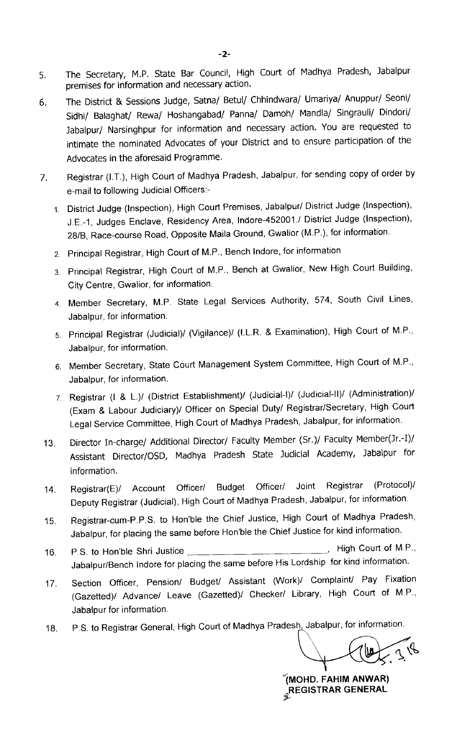5. The Secretary, M.P. State Bar Council, High Court of Madhya Pradesh, Jabalpur premises for information and necessary action.

6. The District & Sessions Judge, Satna/ Betul/ Chhindwara/ Umariya/ Anuppur/ Seoni/ Sidhi/ Balaghat/ Rewa/ Hoshangabad/ Panna/ Damoh/ Mandla/ Singrauli/ Dindori/ Jabalpur/ Narsinghpur for information and necessary action. You are requested to intimate the nominated Advocates of your District and to ensure participation of the Advocates in the aforesaid Programme.

7. Registrar (I.T.), High Court of Madhya Pradesh, Jabalpur, for sending copy of order by e-mail to following Judicial Officers:-

   1. District Judge (Inspection), High Court Premises, Jabalpur/ District Judge (Inspection), J.E.-1, Judges Enclave, Residency Area, Indore-452001./ District Judge (Inspection), 28/B, Race-course Road, Opposite Maila Ground, Gwalior (M.P.), for information.
   2. Principal Registrar, High Court of M.P., Bench Indore, for information
   3. Principal Registrar, High Court of M.P., Bench at Gwalior, New High Court Building, City Centre, Gwalior, for information.
   4. Member Secretary, M.P. State Legal Services Authority, 574, South Civil Lines, Jabalpur, for information.
   5. Principal Registrar (Judicial)/ (Vigilance)/ (I.L.R. & Examination), High Court of M.P., Jabalpur, for information.
   6. Member Secretary, State Court Management System Committee, High Court of M.P., Jabalpur, for information.
   7. Registrar (I & L.)/ (District Establishment)/ (Judicial-I)/ (Judicial-II)/ (Administration)/ (Exam & Labour Judiciary)/ Officer on Special Duty/ Registrar/Secretary, High Court Legal Service Committee, High Court of Madhya Pradesh, Jabalpur, for information.

13. Director In-charge/ Additional Director/ Faculty Member (Sr.)/ Faculty Member(Jr.-I)/ Assistant Director/OSD, Madhya Pradesh State Judicial Academy, Jabalpur for information.

14. Registrar(E)/ Account Officer/ Budget Officer/ Joint Registrar (Protocol)/ Deputy Registrar (Judicial), High Court of Madhya Pradesh, Jabalpur, for information.

15. Registrar-cum-P.P.S. to Hon'ble the Chief Justice, High Court of Madhya Pradesh, Jabalpur, for placing the same before Hon'ble the Chief Justice for kind information.

16. P.S. to Hon'ble Shri Justice ____________________________, High Court of M.P., Jabalpur/Bench Indore for placing the same before His Lordship for kind information.

17. Section Officer, Pension/ Budget/ Assistant (Work)/ Complaint/ Pay Fixation (Gazetted)/ Advance/ Leave (Gazetted)/ Checker/ Library, High Court of M.P., Jabalpur for information.

18. P.S. to Registrar General, High Court of Madhya Pradesh, Jabalpur, for information.

5.3.18

**(MOHD. FAHIM ANWAR)**
**REGISTRAR GENERAL**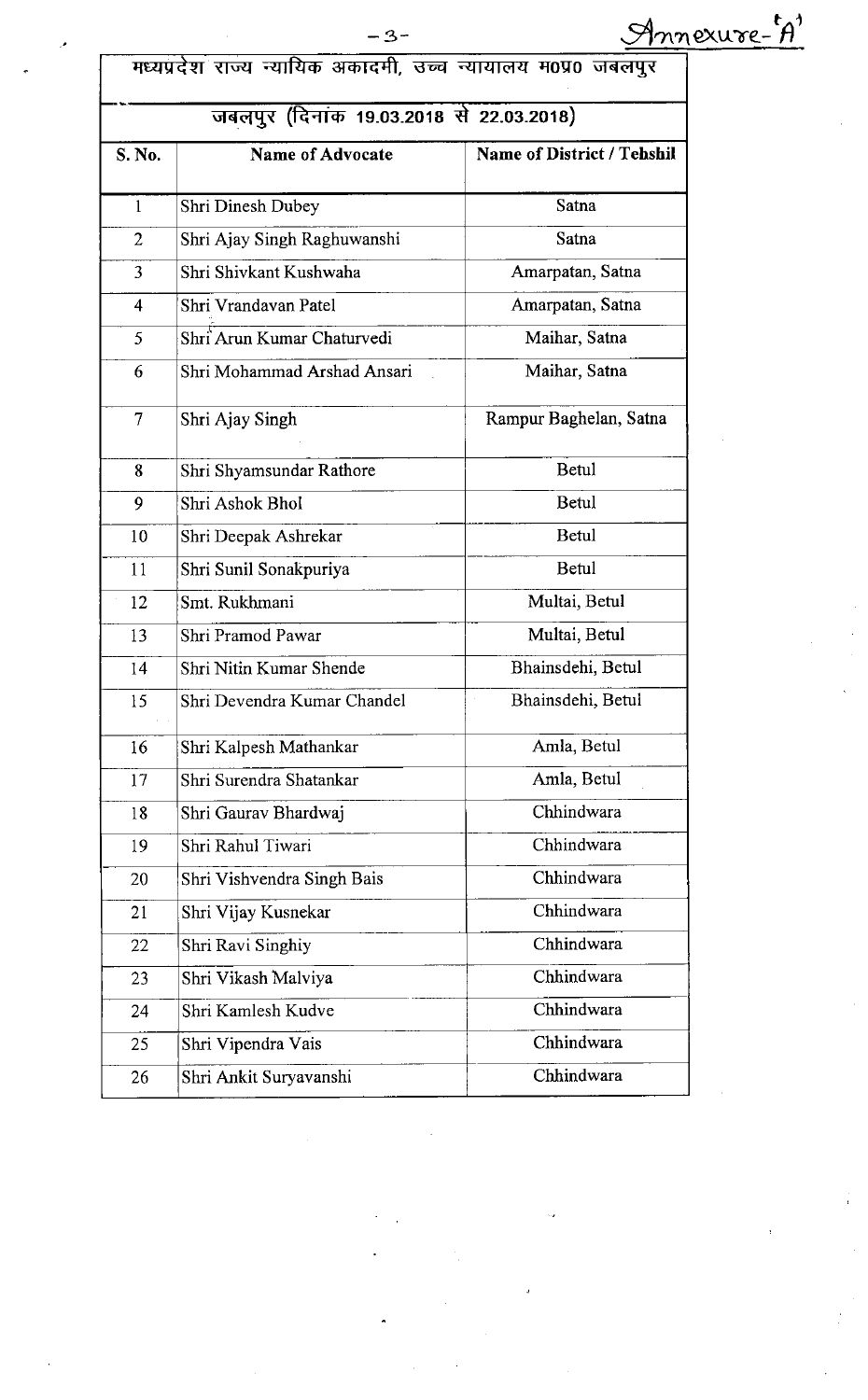Annexure-'A'

| मध्यप्रदेश राज्य न्यायिक अकादमी, उच्च न्यायालय म0प्र0 जबलपुर | | |
|---|---|---|
| जबलपुर (दिनांक 19.03.2018 से 22.03.2018) | | |
| **S. No.** | **Name of Advocate** | **Name of District / Tehshil** |
| 1 | Shri Dinesh Dubey | Satna |
| 2 | Shri Ajay Singh Raghuwanshi | Satna |
| 3 | Shri Shivkant Kushwaha | Amarpatan, Satna |
| 4 | Shri Vrandavan Patel | Amarpatan, Satna |
| 5 | Shri Arun Kumar Chaturvedi | Maihar, Satna |
| 6 | Shri Mohammad Arshad Ansari | Maihar, Satna |
| 7 | Shri Ajay Singh | Rampur Baghelan, Satna |
| 8 | Shri Shyamsundar Rathore | Betul |
| 9 | Shri Ashok Bhol | Betul |
| 10 | Shri Deepak Ashrekar | Betul |
| 11 | Shri Sunil Sonakpuriya | Betul |
| 12 | Smt. Rukhmani | Multai, Betul |
| 13 | Shri Pramod Pawar | Multai, Betul |
| 14 | Shri Nitin Kumar Shende | Bhainsdehi, Betul |
| 15 | Shri Devendra Kumar Chandel | Bhainsdehi, Betul |
| 16 | Shri Kalpesh Mathankar | Amla, Betul |
| 17 | Shri Surendra Shatankar | Amla, Betul |
| 18 | Shri Gaurav Bhardwaj | Chhindwara |
| 19 | Shri Rahul Tiwari | Chhindwara |
| 20 | Shri Vishvendra Singh Bais | Chhindwara |
| 21 | Shri Vijay Kusnekar | Chhindwara |
| 22 | Shri Ravi Singhiy | Chhindwara |
| 23 | Shri Vikash Malviya | Chhindwara |
| 24 | Shri Kamlesh Kudve | Chhindwara |
| 25 | Shri Vipendra Vais | Chhindwara |
| 26 | Shri Ankit Suryavanshi | Chhindwara |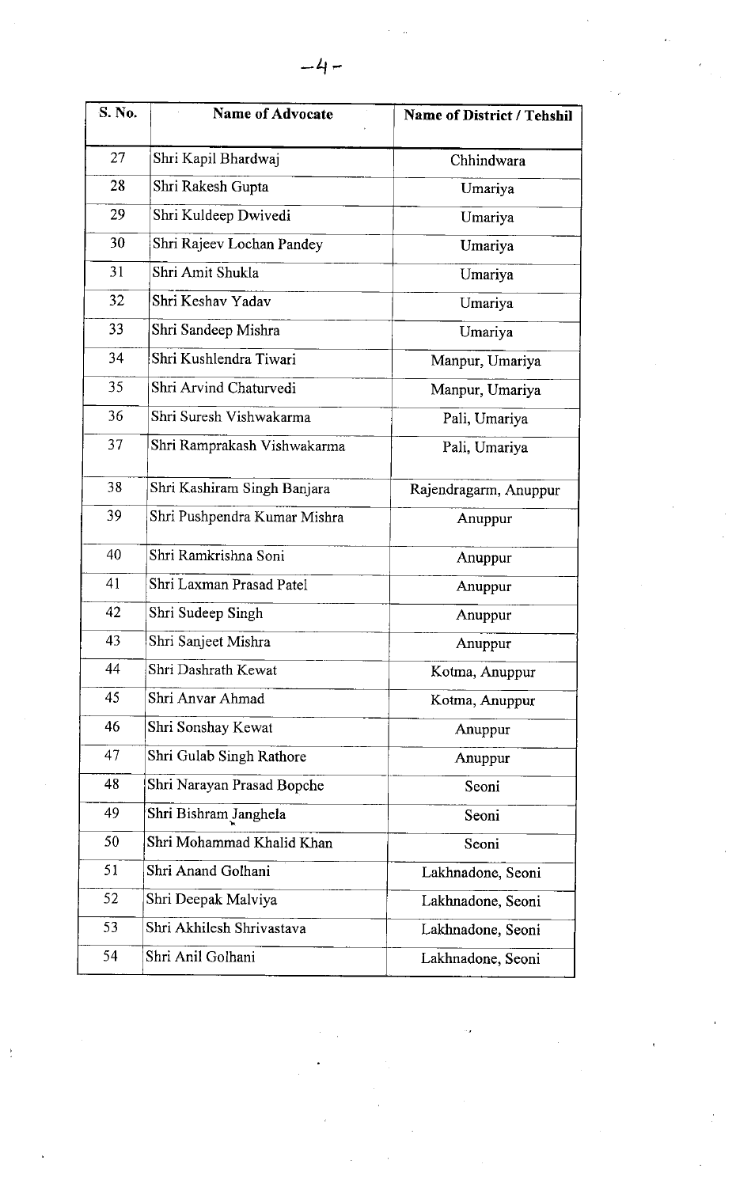| S. No. | Name of Advocate | Name of District / Tehshil |
|---|---|---|
| 27 | Shri Kapil Bhardwaj | Chhindwara |
| 28 | Shri Rakesh Gupta | Umariya |
| 29 | Shri Kuldeep Dwivedi | Umariya |
| 30 | Shri Rajeev Lochan Pandey | Umariya |
| 31 | Shri Amit Shukla | Umariya |
| 32 | Shri Keshav Yadav | Umariya |
| 33 | Shri Sandeep Mishra | Umariya |
| 34 | Shri Kushlendra Tiwari | Manpur, Umariya |
| 35 | Shri Arvind Chaturvedi | Manpur, Umariya |
| 36 | Shri Suresh Vishwakarma | Pali, Umariya |
| 37 | Shri Ramprakash Vishwakarma | Pali, Umariya |
| 38 | Shri Kashiram Singh Banjara | Rajendragarm, Anuppur |
| 39 | Shri Pushpendra Kumar Mishra | Anuppur |
| 40 | Shri Ramkrishna Soni | Anuppur |
| 41 | Shri Laxman Prasad Patel | Anuppur |
| 42 | Shri Sudeep Singh | Anuppur |
| 43 | Shri Sanjeet Mishra | Anuppur |
| 44 | Shri Dashrath Kewat | Kotma, Anuppur |
| 45 | Shri Anvar Ahmad | Kotma, Anuppur |
| 46 | Shri Sonshay Kewat | Anuppur |
| 47 | Shri Gulab Singh Rathore | Anuppur |
| 48 | Shri Narayan Prasad Bopche | Seoni |
| 49 | Shri Bishram Janghela | Seoni |
| 50 | Shri Mohammad Khalid Khan | Seoni |
| 51 | Shri Anand Golhani | Lakhnadone, Seoni |
| 52 | Shri Deepak Malviya | Lakhnadone, Seoni |
| 53 | Shri Akhilesh Shrivastava | Lakhnadone, Seoni |
| 54 | Shri Anil Golhani | Lakhnadone, Seoni |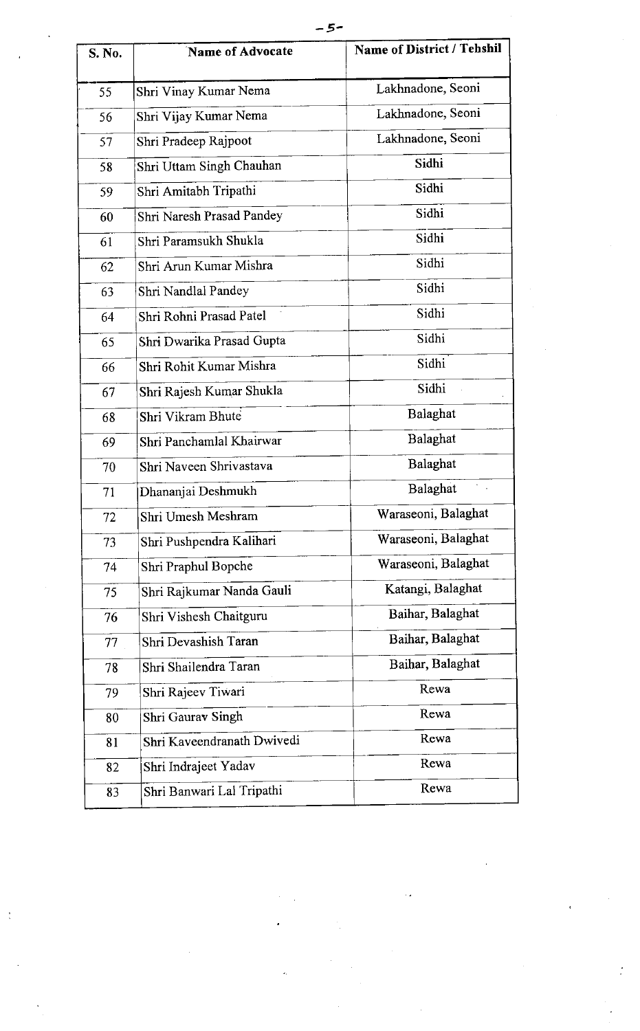| S. No. | Name of Advocate | Name of District / Tehshil |
|---|---|---|
| 55 | Shri Vinay Kumar Nema | Lakhnadone, Seoni |
| 56 | Shri Vijay Kumar Nema | Lakhnadone, Seoni |
| 57 | Shri Pradeep Rajpoot | Lakhnadone, Seoni |
| 58 | Shri Uttam Singh Chauhan | Sidhi |
| 59 | Shri Amitabh Tripathi | Sidhi |
| 60 | Shri Naresh Prasad Pandey | Sidhi |
| 61 | Shri Paramsukh Shukla | Sidhi |
| 62 | Shri Arun Kumar Mishra | Sidhi |
| 63 | Shri Nandlal Pandey | Sidhi |
| 64 | Shri Rohni Prasad Patel | Sidhi |
| 65 | Shri Dwarika Prasad Gupta | Sidhi |
| 66 | Shri Rohit Kumar Mishra | Sidhi |
| 67 | Shri Rajesh Kumar Shukla | Sidhi |
| 68 | Shri Vikram Bhute | Balaghat |
| 69 | Shri Panchamlal Khairwar | Balaghat |
| 70 | Shri Naveen Shrivastava | Balaghat |
| 71 | Dhananjai Deshmukh | Balaghat |
| 72 | Shri Umesh Meshram | Waraseoni, Balaghat |
| 73 | Shri Pushpendra Kalihari | Waraseoni, Balaghat |
| 74 | Shri Praphul Bopche | Waraseoni, Balaghat |
| 75 | Shri Rajkumar Nanda Gauli | Katangi, Balaghat |
| 76 | Shri Vishesh Chaitguru | Baihar, Balaghat |
| 77 | Shri Devashish Taran | Baihar, Balaghat |
| 78 | Shri Shailendra Taran | Baihar, Balaghat |
| 79 | Shri Rajeev Tiwari | Rewa |
| 80 | Shri Gaurav Singh | Rewa |
| 81 | Shri Kaveendranath Dwivedi | Rewa |
| 82 | Shri Indrajeet Yadav | Rewa |
| 83 | Shri Banwari Lal Tripathi | Rewa |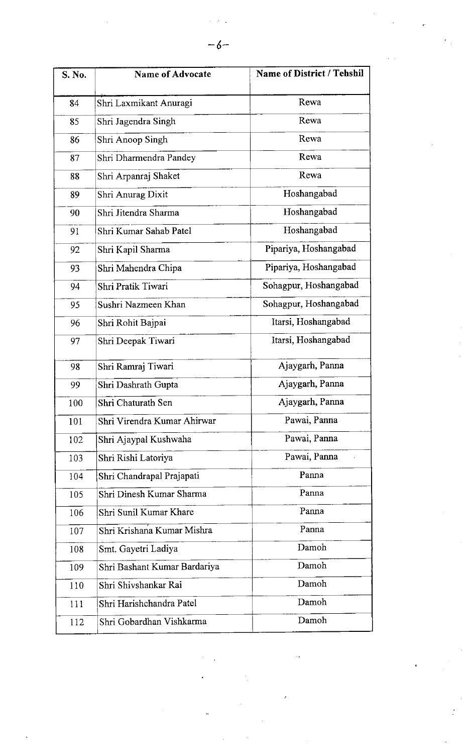| S. No. | Name of Advocate | Name of District / Tehshil |
|---|---|---|
| 84 | Shri Laxmikant Anuragi | Rewa |
| 85 | Shri Jagendra Singh | Rewa |
| 86 | Shri Anoop Singh | Rewa |
| 87 | Shri Dharmendra Pandey | Rewa |
| 88 | Shri Arpanraj Shaket | Rewa |
| 89 | Shri Anurag Dixit | Hoshangabad |
| 90 | Shri Jitendra Sharma | Hoshangabad |
| 91 | Shri Kumar Sahab Patel | Hoshangabad |
| 92 | Shri Kapil Sharma | Pipariya, Hoshangabad |
| 93 | Shri Mahendra Chipa | Pipariya, Hoshangabad |
| 94 | Shri Pratik Tiwari | Sohagpur, Hoshangabad |
| 95 | Sushri Nazmeen Khan | Sohagpur, Hoshangabad |
| 96 | Shri Rohit Bajpai | Itarsi, Hoshangabad |
| 97 | Shri Deepak Tiwari | Itarsi, Hoshangabad |
| 98 | Shri Ramraj Tiwari | Ajaygarh, Panna |
| 99 | Shri Dashrath Gupta | Ajaygarh, Panna |
| 100 | Shri Chaturath Sen | Ajaygarh, Panna |
| 101 | Shri Virendra Kumar Ahirwar | Pawai, Panna |
| 102 | Shri Ajaypal Kushwaha | Pawai, Panna |
| 103 | Shri Rishi Latoriya | Pawai, Panna |
| 104 | Shri Chandrapal Prajapati | Panna |
| 105 | Shri Dinesh Kumar Sharma | Panna |
| 106 | Shri Sunil Kumar Khare | Panna |
| 107 | Shri Krishana Kumar Mishra | Panna |
| 108 | Smt. Gayetri Ladiya | Damoh |
| 109 | Shri Bashant Kumar Bardariya | Damoh |
| 110 | Shri Shivshankar Rai | Damoh |
| 111 | Shri Harishchandra Patel | Damoh |
| 112 | Shri Gobardhan Vishkarma | Damoh |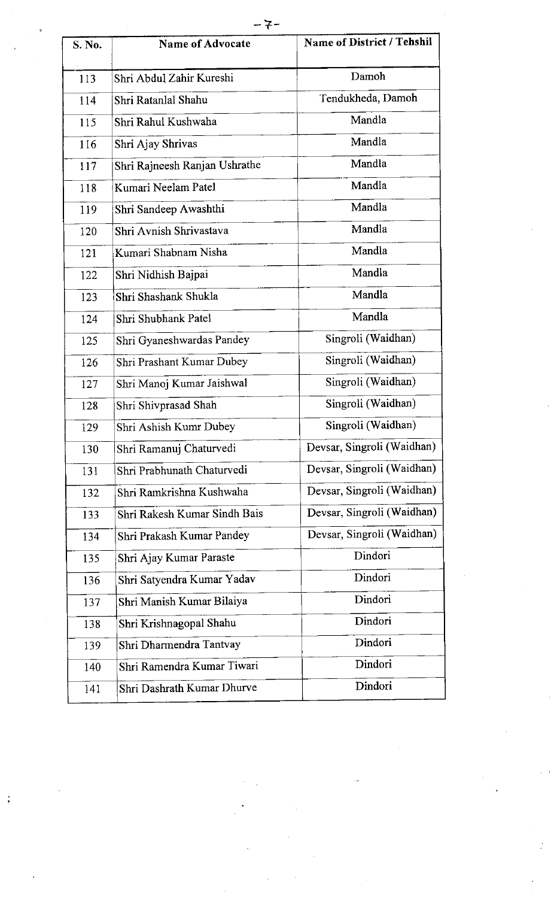| S. No. | Name of Advocate | Name of District / Tehshil |
|---|---|---|
| 113 | Shri Abdul Zahir Kureshi | Damoh |
| 114 | Shri Ratanlal Shahu | Tendukheda, Damoh |
| 115 | Shri Rahul Kushwaha | Mandla |
| 116 | Shri Ajay Shrivas | Mandla |
| 117 | Shri Rajneesh Ranjan Ushrathe | Mandla |
| 118 | Kumari Neelam Patel | Mandla |
| 119 | Shri Sandeep Awashthi | Mandla |
| 120 | Shri Avnish Shrivastava | Mandla |
| 121 | Kumari Shabnam Nisha | Mandla |
| 122 | Shri Nidhish Bajpai | Mandla |
| 123 | Shri Shashank Shukla | Mandla |
| 124 | Shri Shubhank Patel | Mandla |
| 125 | Shri Gyaneshwardas Pandey | Singroli (Waidhan) |
| 126 | Shri Prashant Kumar Dubey | Singroli (Waidhan) |
| 127 | Shri Manoj Kumar Jaishwal | Singroli (Waidhan) |
| 128 | Shri Shivprasad Shah | Singroli (Waidhan) |
| 129 | Shri Ashish Kumr Dubey | Singroli (Waidhan) |
| 130 | Shri Ramanuj Chaturvedi | Devsar, Singroli (Waidhan) |
| 131 | Shri Prabhunath Chaturvedi | Devsar, Singroli (Waidhan) |
| 132 | Shri Ramkrishna Kushwaha | Devsar, Singroli (Waidhan) |
| 133 | Shri Rakesh Kumar Sindh Bais | Devsar, Singroli (Waidhan) |
| 134 | Shri Prakash Kumar Pandey | Devsar, Singroli (Waidhan) |
| 135 | Shri Ajay Kumar Paraste | Dindori |
| 136 | Shri Satyendra Kumar Yadav | Dindori |
| 137 | Shri Manish Kumar Bilaiya | Dindori |
| 138 | Shri Krishnagopal Shahu | Dindori |
| 139 | Shri Dharmendra Tantvay | Dindori |
| 140 | Shri Ramendra Kumar Tiwari | Dindori |
| 141 | Shri Dashrath Kumar Dhurve | Dindori |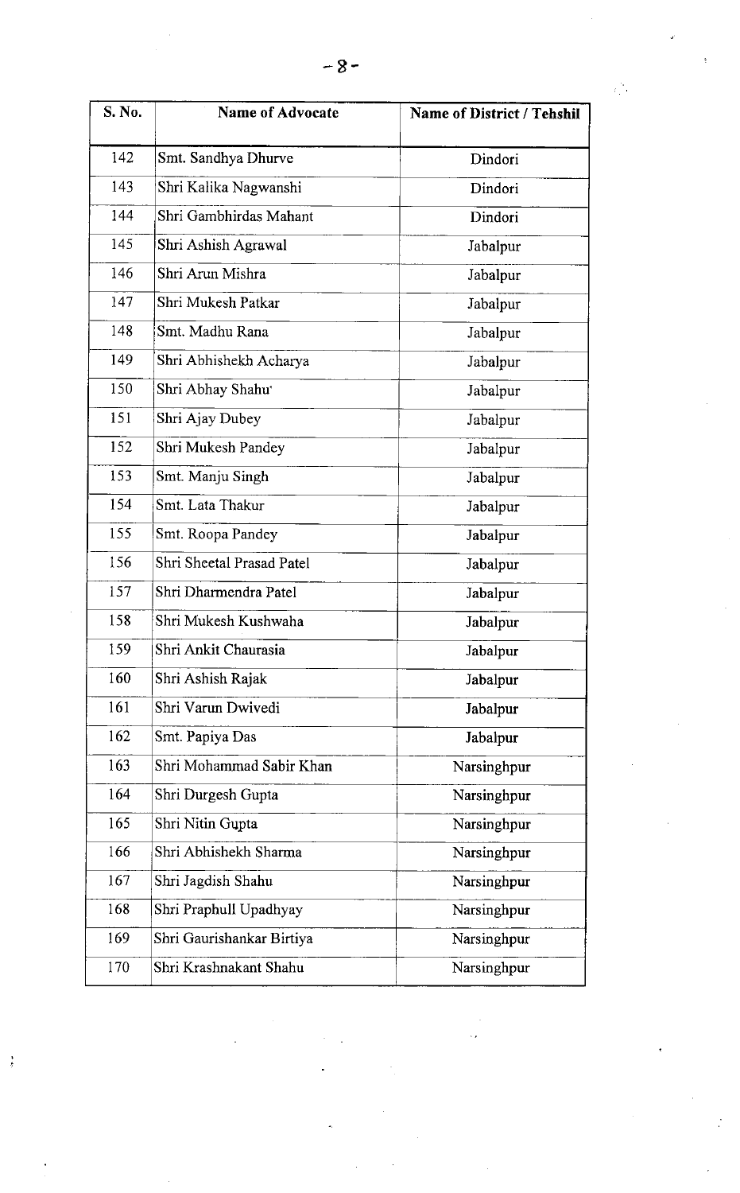| S. No. | Name of Advocate | Name of District / Tehshil |
|---|---|---|
| 142 | Smt. Sandhya Dhurve | Dindori |
| 143 | Shri Kalika Nagwanshi | Dindori |
| 144 | Shri Gambhirdas Mahant | Dindori |
| 145 | Shri Ashish Agrawal | Jabalpur |
| 146 | Shri Arun Mishra | Jabalpur |
| 147 | Shri Mukesh Patkar | Jabalpur |
| 148 | Smt. Madhu Rana | Jabalpur |
| 149 | Shri Abhishekh Acharya | Jabalpur |
| 150 | Shri Abhay Shahu | Jabalpur |
| 151 | Shri Ajay Dubey | Jabalpur |
| 152 | Shri Mukesh Pandey | Jabalpur |
| 153 | Smt. Manju Singh | Jabalpur |
| 154 | Smt. Lata Thakur | Jabalpur |
| 155 | Smt. Roopa Pandey | Jabalpur |
| 156 | Shri Sheetal Prasad Patel | Jabalpur |
| 157 | Shri Dharmendra Patel | Jabalpur |
| 158 | Shri Mukesh Kushwaha | Jabalpur |
| 159 | Shri Ankit Chaurasia | Jabalpur |
| 160 | Shri Ashish Rajak | Jabalpur |
| 161 | Shri Varun Dwivedi | Jabalpur |
| 162 | Smt. Papiya Das | Jabalpur |
| 163 | Shri Mohammad Sabir Khan | Narsinghpur |
| 164 | Shri Durgesh Gupta | Narsinghpur |
| 165 | Shri Nitin Gupta | Narsinghpur |
| 166 | Shri Abhishekh Sharma | Narsinghpur |
| 167 | Shri Jagdish Shahu | Narsinghpur |
| 168 | Shri Praphull Upadhyay | Narsinghpur |
| 169 | Shri Gaurishankar Birtiya | Narsinghpur |
| 170 | Shri Krashnakant Shahu | Narsinghpur |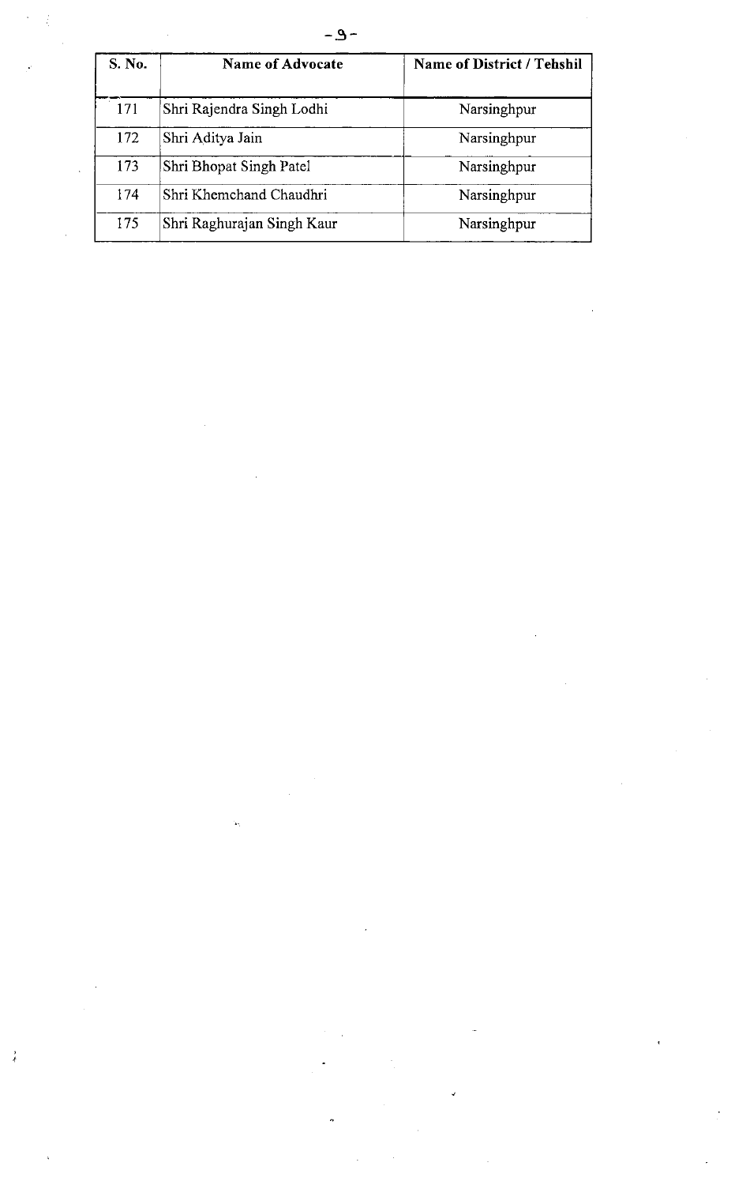| S. No. | Name of Advocate | Name of District / Tehshil |
|---|---|---|
| 171 | Shri Rajendra Singh Lodhi | Narsinghpur |
| 172 | Shri Aditya Jain | Narsinghpur |
| 173 | Shri Bhopat Singh Patel | Narsinghpur |
| 174 | Shri Khemchand Chaudhri | Narsinghpur |
| 175 | Shri Raghurajan Singh Kaur | Narsinghpur |